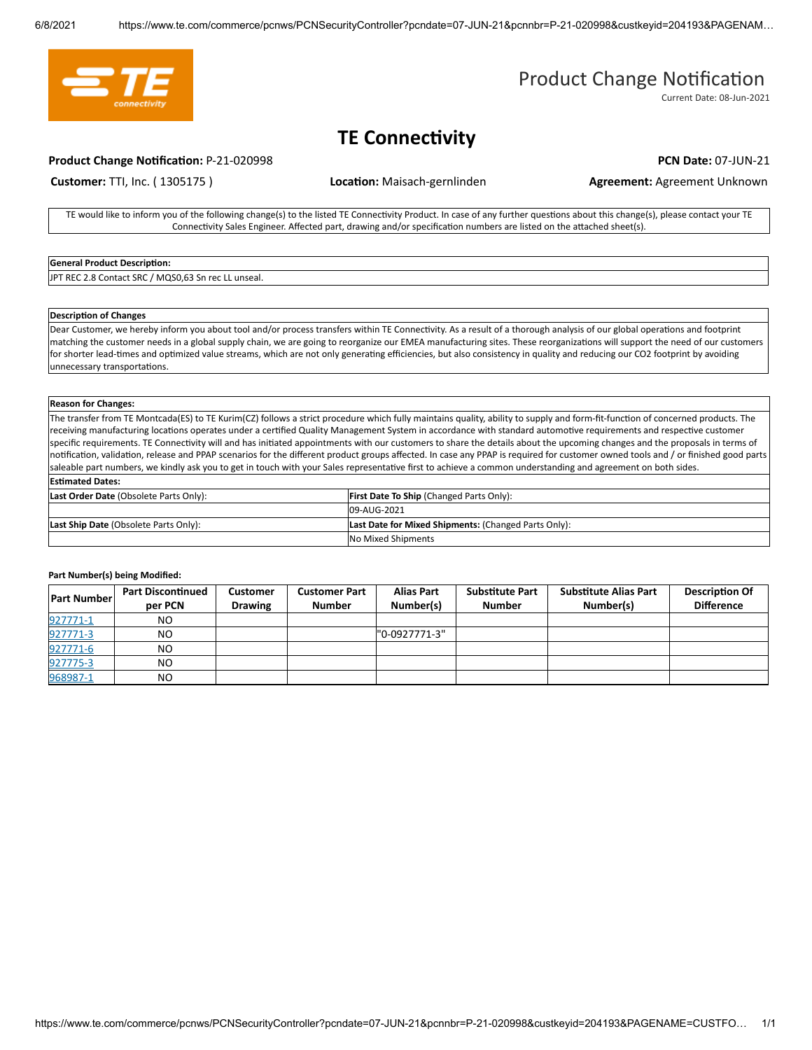# Product Change Notification

Current Date: 08-Jun-2021

## TE Connectivity

**Product Change Notification:** P-21-020998 **PCN Date:** 07-JUN-21

**Customer:** TTI, Inc. ( 1305175 ) **Location:** Maisach-gernlinden **Agreement:** Agreement Unknown

TE would like to inform you of the following change(s) to the listed TE Connectivity Product. In case of any further questions about this change(s), please contact your TE Connectivity Sales Engineer. Affected part, drawing and/or specification numbers are listed on the attached sheet(s).

| **General Product Description:** |
| --- |
| JPT REC 2.8 Contact SRC / MQS0,63 Sn rec LL unseal. |

| **Description of Changes** |
| --- |
| Dear Customer, we hereby inform you about tool and/or process transfers within TE Connectivity. As a result of a thorough analysis of our global operations and footprint matching the customer needs in a global supply chain, we are going to reorganize our EMEA manufacturing sites. These reorganizations will support the need of our customers for shorter lead-times and optimized value streams, which are not only generating efficiencies, but also consistency in quality and reducing our CO2 footprint by avoiding unnecessary transportations. |

| **Reason for Changes:** |
| --- |
| The transfer from TE Montcada(ES) to TE Kurim(CZ) follows a strict procedure which fully maintains quality, ability to supply and form-fit-function of concerned products. The receiving manufacturing locations operates under a certified Quality Management System in accordance with standard automotive requirements and respective customer specific requirements. TE Connectivity will and has initiated appointments with our customers to share the details about the upcoming changes and the proposals in terms of notification, validation, release and PPAP scenarios for the different product groups affected. In case any PPAP is required for customer owned tools and / or finished good parts saleable part numbers, we kindly ask you to get in touch with your Sales representative first to achieve a common understanding and agreement on both sides. |

**Estimated Dates:**

| **Last Order Date** (Obsolete Parts Only): | **First Date To Ship** (Changed Parts Only): |
| --- | --- |
| | 09-AUG-2021 |
| **Last Ship Date** (Obsolete Parts Only): | **Last Date for Mixed Shipments:** (Changed Parts Only): |
| | No Mixed Shipments |

**Part Number(s) being Modified:**

| Part Number | Part Discontinued per PCN | Customer Drawing | Customer Part Number | Alias Part Number(s) | Substitute Part Number | Substitute Alias Part Number(s) | Description Of Difference |
| --- | --- | --- | --- | --- | --- | --- | --- |
| 927771-1 | NO | | | | | | |
| 927771-3 | NO | | | "0-0927771-3" | | | |
| 927771-6 | NO | | | | | | |
| 927775-3 | NO | | | | | | |
| 968987-1 | NO | | | | | | |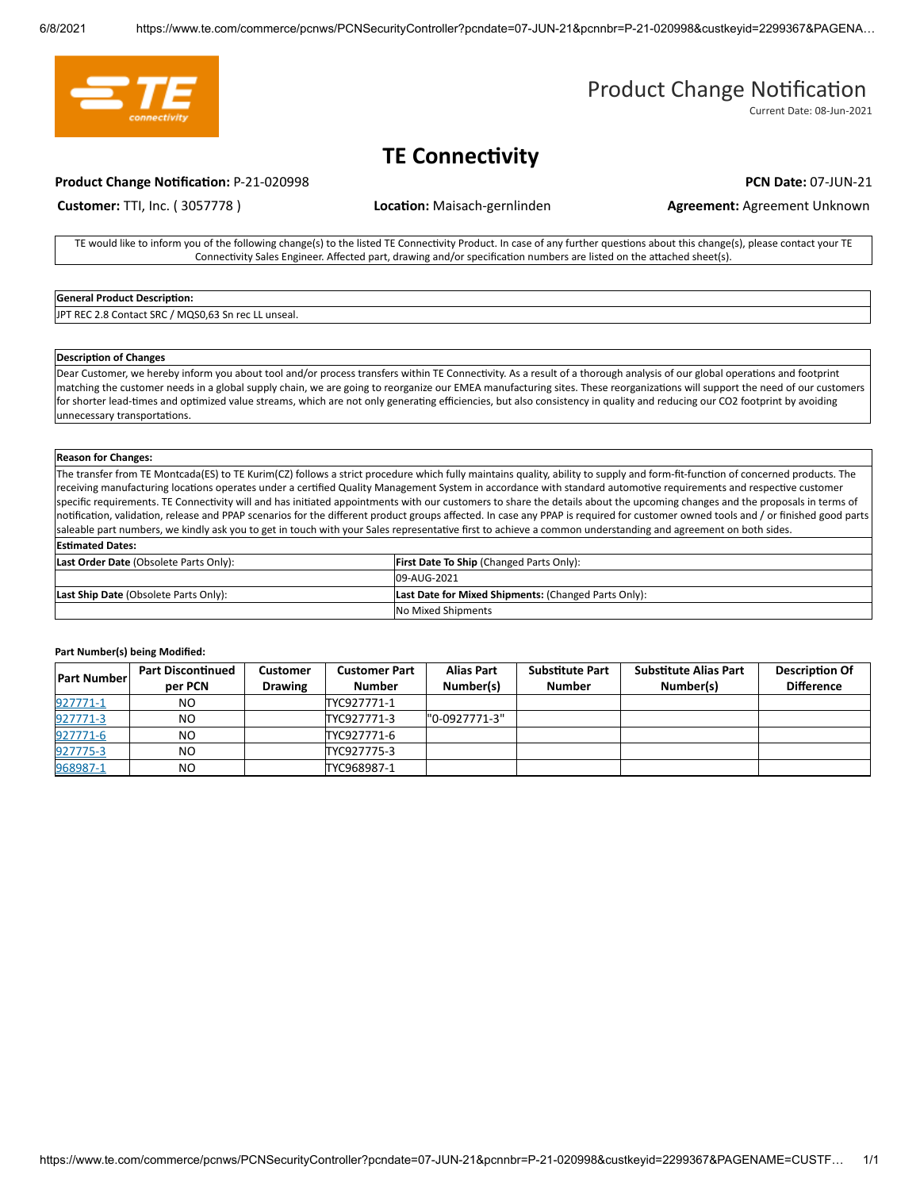# Product Change Notification

Current Date: 08-Jun-2021

## TE Connectivity

**Product Change Notification:** P-21-020998 **PCN Date:** 07-JUN-21

**Customer:** TTI, Inc. ( 3057778 ) **Location:** Maisach-gernlinden **Agreement:** Agreement Unknown

TE would like to inform you of the following change(s) to the listed TE Connectivity Product. In case of any further questions about this change(s), please contact your TE Connectivity Sales Engineer. Affected part, drawing and/or specification numbers are listed on the attached sheet(s).

| **General Product Description:** |
|---|
| JPT REC 2.8 Contact SRC / MQS0,63 Sn rec LL unseal. |

| **Description of Changes** |
|---|
| Dear Customer, we hereby inform you about tool and/or process transfers within TE Connectivity. As a result of a thorough analysis of our global operations and footprint matching the customer needs in a global supply chain, we are going to reorganize our EMEA manufacturing sites. These reorganizations will support the need of our customers for shorter lead-times and optimized value streams, which are not only generating efficiencies, but also consistency in quality and reducing our CO2 footprint by avoiding unnecessary transportations. |

| **Reason for Changes:** | |
|---|---|
| The transfer from TE Montcada(ES) to TE Kurim(CZ) follows a strict procedure which fully maintains quality, ability to supply and form-fit-function of concerned products. The receiving manufacturing locations operates under a certified Quality Management System in accordance with standard automotive requirements and respective customer specific requirements. TE Connectivity will and has initiated appointments with our customers to share the details about the upcoming changes and the proposals in terms of notification, validation, release and PPAP scenarios for the different product groups affected. In case any PPAP is required for customer owned tools and / or finished good parts saleable part numbers, we kindly ask you to get in touch with your Sales representative first to achieve a common understanding and agreement on both sides. | |
| **Estimated Dates:** | |
| **Last Order Date** (Obsolete Parts Only): | **First Date To Ship** (Changed Parts Only): |
| | 09-AUG-2021 |
| **Last Ship Date** (Obsolete Parts Only): | **Last Date for Mixed Shipments:** (Changed Parts Only): |
| | No Mixed Shipments |

**Part Number(s) being Modified:**

| Part Number | Part Discontinued per PCN | Customer Drawing | Customer Part Number | Alias Part Number(s) | Substitute Part Number | Substitute Alias Part Number(s) | Description Of Difference |
|---|---|---|---|---|---|---|---|
| 927771-1 | NO | | TYC927771-1 | | | | |
| 927771-3 | NO | | TYC927771-3 | "0-0927771-3" | | | |
| 927771-6 | NO | | TYC927771-6 | | | | |
| 927775-3 | NO | | TYC927775-3 | | | | |
| 968987-1 | NO | | TYC968987-1 | | | | |